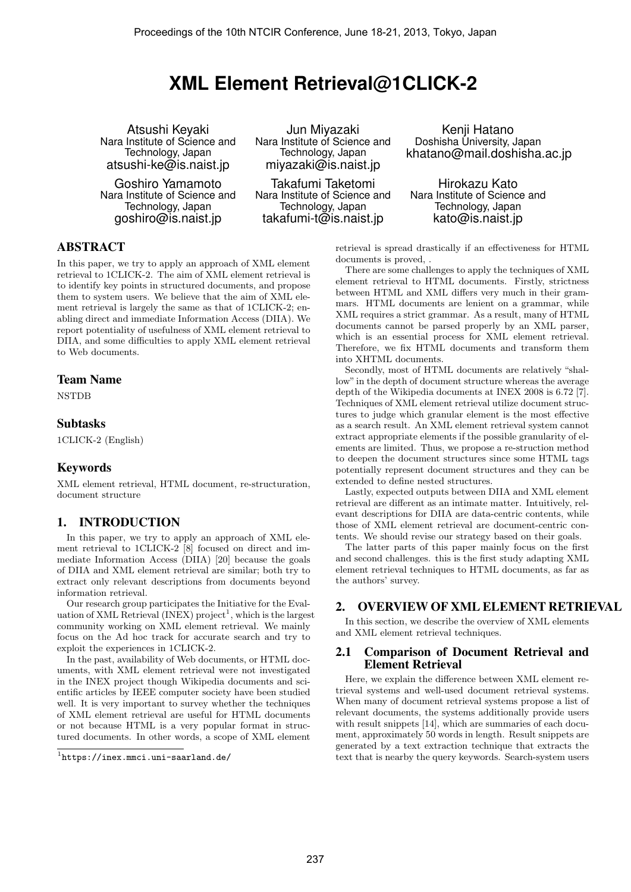# XML Element Retrieval@1CLICK-2

Atsushi Keyaki
Nara Institute of Science and Technology, Japan
atsushi-ke@is.naist.jp

Jun Miyazaki
Nara Institute of Science and Technology, Japan
miyazaki@is.naist.jp

Kenji Hatano
Doshisha University, Japan
khatano@mail.doshisha.ac.jp

Goshiro Yamamoto
Nara Institute of Science and Technology, Japan
goshiro@is.naist.jp

Takafumi Taketomi
Nara Institute of Science and Technology, Japan
takafumi-t@is.naist.jp

Hirokazu Kato
Nara Institute of Science and Technology, Japan
kato@is.naist.jp

## ABSTRACT

In this paper, we try to apply an approach of XML element retrieval to 1CLICK-2. The aim of XML element retrieval is to identify key points in structured documents, and propose them to system users. We believe that the aim of XML element retrieval is largely the same as that of 1CLICK-2; enabling direct and immediate Information Access (DIIA). We report potentiality of usefulness of XML element retrieval to DIIA, and some difficulties to apply XML element retrieval to Web documents.

## Team Name

NSTDB

## Subtasks

1CLICK-2 (English)

## Keywords

XML element retrieval, HTML document, re-structuration, document structure

## 1. INTRODUCTION

In this paper, we try to apply an approach of XML element retrieval to 1CLICK-2 [8] focused on direct and immediate Information Access (DIIA) [20] because the goals of DIIA and XML element retrieval are similar; both try to extract only relevant descriptions from documents beyond information retrieval.

Our research group participates the Initiative for the Evaluation of XML Retrieval (INEX) project[1], which is the largest community working on XML element retrieval. We mainly focus on the Ad hoc track for accurate search and try to exploit the experiences in 1CLICK-2.

In the past, availability of Web documents, or HTML documents, with XML element retrieval were not investigated in the INEX project though Wikipedia documents and scientific articles by IEEE computer society have been studied well. It is very important to survey whether the techniques of XML element retrieval are useful for HTML documents or not because HTML is a very popular format in structured documents. In other words, a scope of XML element retrieval is spread drastically if an effectiveness for HTML documents is proved, .

There are some challenges to apply the techniques of XML element retrieval to HTML documents. Firstly, strictness between HTML and XML differs very much in their grammars. HTML documents are lenient on a grammar, while XML requires a strict grammar. As a result, many of HTML documents cannot be parsed properly by an XML parser, which is an essential process for XML element retrieval. Therefore, we fix HTML documents and transform them into XHTML documents.

Secondly, most of HTML documents are relatively "shallow" in the depth of document structure whereas the average depth of the Wikipedia documents at INEX 2008 is 6.72 [7]. Techniques of XML element retrieval utilize document structures to judge which granular element is the most effective as a search result. An XML element retrieval system cannot extract appropriate elements if the possible granularity of elements are limited. Thus, we propose a re-struction method to deepen the document structures since some HTML tags potentially represent document structures and they can be extended to define nested structures.

Lastly, expected outputs between DIIA and XML element retrieval are different as an intimate matter. Intuitively, relevant descriptions for DIIA are data-centric contents, while those of XML element retrieval are document-centric contents. We should revise our strategy based on their goals.

The latter parts of this paper mainly focus on the first and second challenges. this is the first study adapting XML element retrieval techniques to HTML documents, as far as the authors' survey.

## 2. OVERVIEW OF XML ELEMENT RETRIEVAL

In this section, we describe the overview of XML elements and XML element retrieval techniques.

### 2.1 Comparison of Document Retrieval and Element Retrieval

Here, we explain the difference between XML element retrieval systems and well-used document retrieval systems. When many of document retrieval systems propose a list of relevant documents, the systems additionally provide users with result snippets [14], which are summaries of each document, approximately 50 words in length. Result snippets are generated by a text extraction technique that extracts the text that is nearby the query keywords. Search-system users

[1] https://inex.mmci.uni-saarland.de/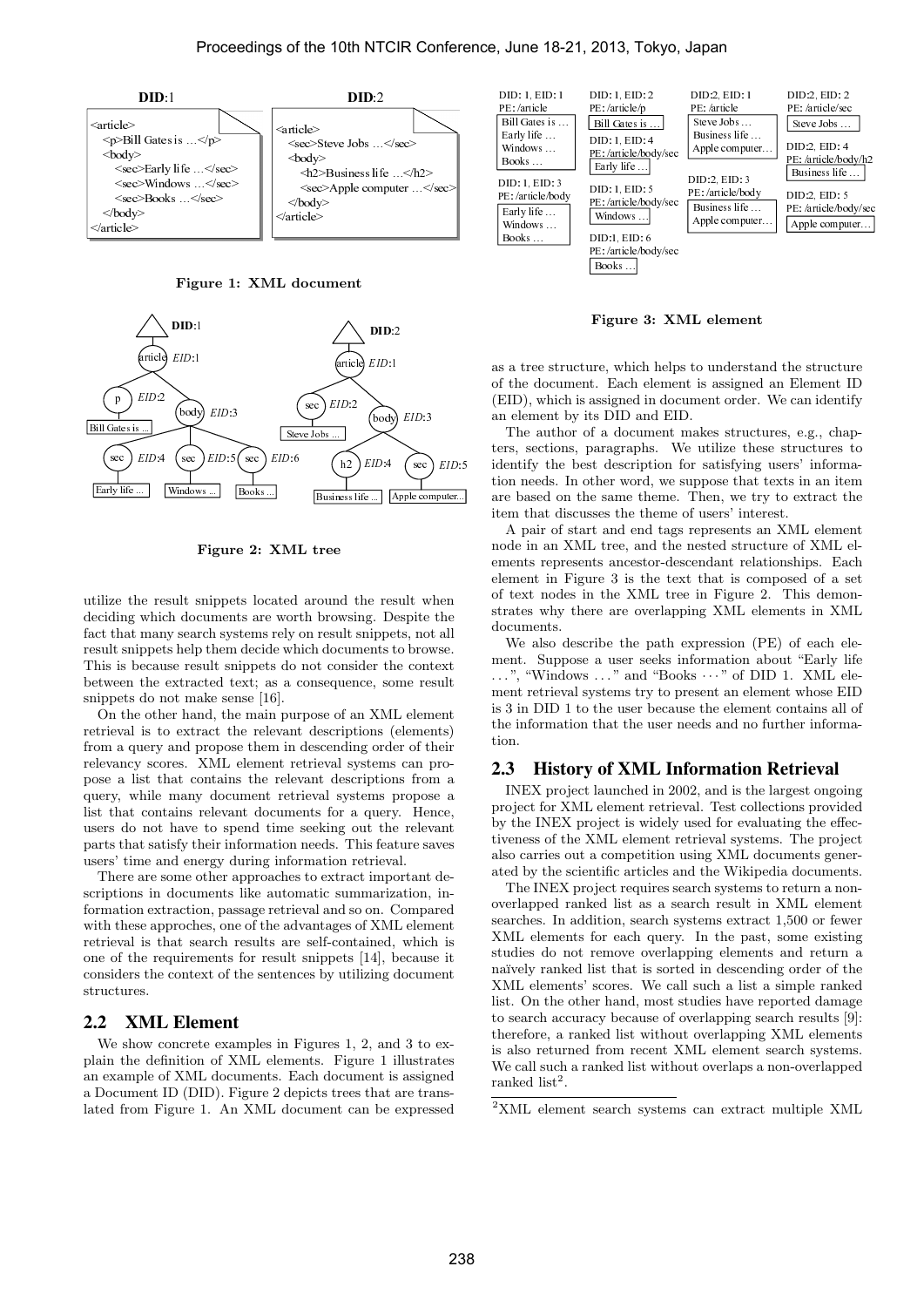Figure 1: XML document

Figure 2: XML tree

utilize the result snippets located around the result when deciding which documents are worth browsing. Despite the fact that many search systems rely on result snippets, not all result snippets help them decide which documents to browse. This is because result snippets do not consider the context between the extracted text; as a consequence, some result snippets do not make sense [16].

On the other hand, the main purpose of an XML element retrieval is to extract the relevant descriptions (elements) from a query and propose them in descending order of their relevancy scores. XML element retrieval systems can propose a list that contains the relevant descriptions from a query, while many document retrieval systems propose a list that contains relevant documents for a query. Hence, users do not have to spend time seeking out the relevant parts that satisfy their information needs. This feature saves users' time and energy during information retrieval.

There are some other approaches to extract important descriptions in documents like automatic summarization, information extraction, passage retrieval and so on. Compared with these approches, one of the advantages of XML element retrieval is that search results are self-contained, which is one of the requirements for result snippets [14], because it considers the context of the sentences by utilizing document structures.

## 2.2 XML Element

We show concrete examples in Figures 1, 2, and 3 to explain the definition of XML elements. Figure 1 illustrates an example of XML documents. Each document is assigned a Document ID (DID). Figure 2 depicts trees that are translated from Figure 1. An XML document can be expressed as a tree structure, which helps to understand the structure of the document. Each element is assigned an Element ID (EID), which is assigned in document order. We can identify an element by its DID and EID.

Figure 3: XML element

The author of a document makes structures, e.g., chapters, sections, paragraphs. We utilize these structures to identify the best description for satisfying users' information needs. In other word, we suppose that texts in an item are based on the same theme. Then, we try to extract the item that discusses the theme of users' interest.

A pair of start and end tags represents an XML element node in an XML tree, and the nested structure of XML elements represents ancestor-descendant relationships. Each element in Figure 3 is the text that is composed of a set of text nodes in the XML tree in Figure 2. This demonstrates why there are overlapping XML elements in XML documents.

We also describe the path expression (PE) of each element. Suppose a user seeks information about "Early life ...", "Windows ..." and "Books ⋯" of DID 1. XML element retrieval systems try to present an element whose EID is 3 in DID 1 to the user because the element contains all of the information that the user needs and no further information.

## 2.3 History of XML Information Retrieval

INEX project launched in 2002, and is the largest ongoing project for XML element retrieval. Test collections provided by the INEX project is widely used for evaluating the effectiveness of the XML element retrieval systems. The project also carries out a competition using XML documents generated by the scientific articles and the Wikipedia documents.

The INEX project requires search systems to return a non-overlapped ranked list as a search result in XML element searches. In addition, search systems extract 1,500 or fewer XML elements for each query. In the past, some existing studies do not remove overlapping elements and return a naïvely ranked list that is sorted in descending order of the XML elements' scores. We call such a list a simple ranked list. On the other hand, most studies have reported damage to search accuracy because of overlapping search results [9]: therefore, a ranked list without overlapping XML elements is also returned from recent XML element search systems. We call such a ranked list without overlaps a non-overlapped ranked list[2].

[2]XML element search systems can extract multiple XML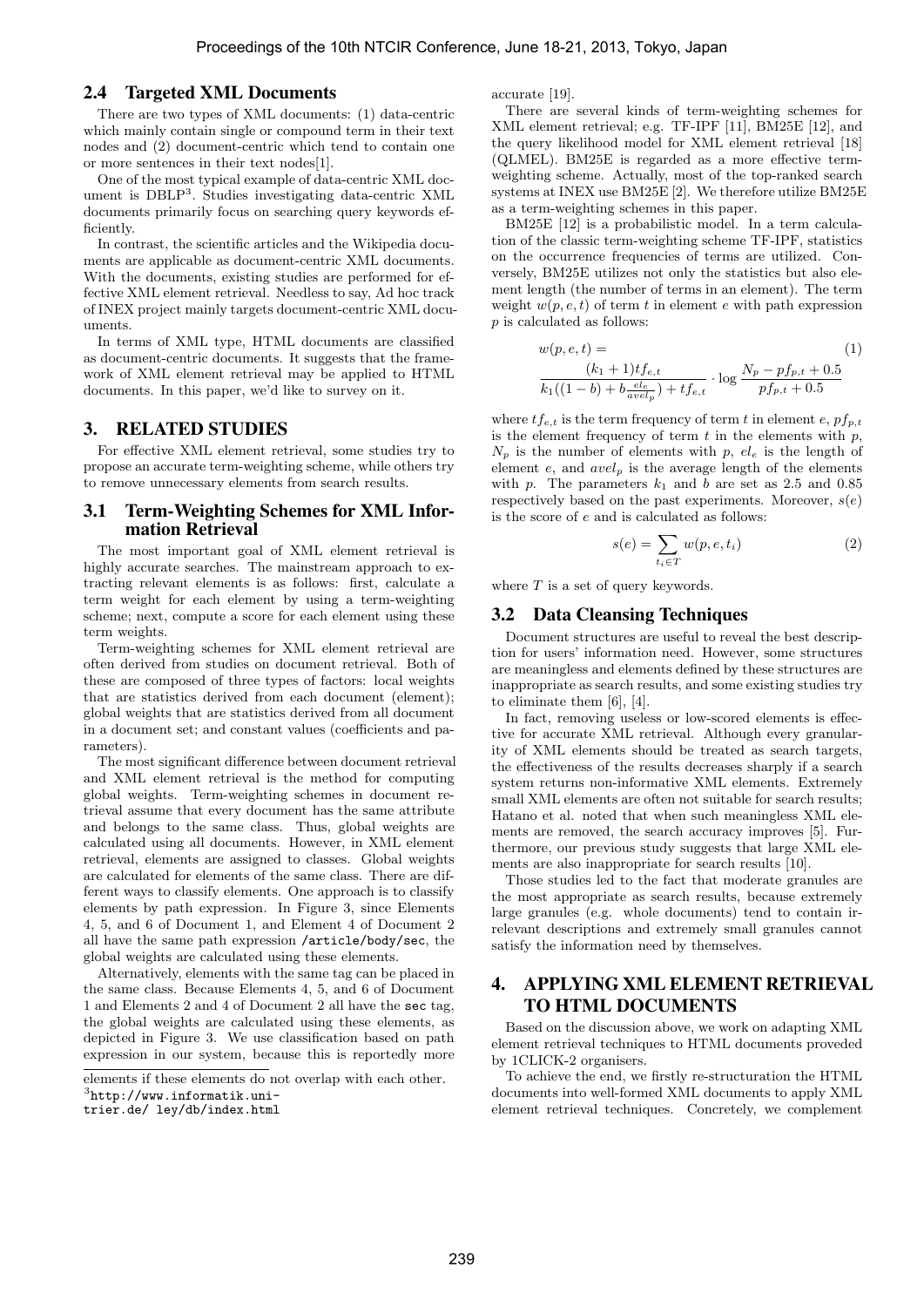## 2.4 Targeted XML Documents

There are two types of XML documents: (1) data-centric which mainly contain single or compound term in their text nodes and (2) document-centric which tend to contain one or more sentences in their text nodes[1].

One of the most typical example of data-centric XML document is DBLP[3]. Studies investigating data-centric XML documents primarily focus on searching query keywords efficiently.

In contrast, the scientific articles and the Wikipedia documents are applicable as document-centric XML documents. With the documents, existing studies are performed for effective XML element retrieval. Needless to say, Ad hoc track of INEX project mainly targets document-centric XML documents.

In terms of XML type, HTML documents are classified as document-centric documents. It suggests that the framework of XML element retrieval may be applied to HTML documents. In this paper, we'd like to survey on it.

# 3. RELATED STUDIES

For effective XML element retrieval, some studies try to propose an accurate term-weighting scheme, while others try to remove unnecessary elements from search results.

## 3.1 Term-Weighting Schemes for XML Information Retrieval

The most important goal of XML element retrieval is highly accurate searches. The mainstream approach to extracting relevant elements is as follows: first, calculate a term weight for each element by using a term-weighting scheme; next, compute a score for each element using these term weights.

Term-weighting schemes for XML element retrieval are often derived from studies on document retrieval. Both of these are composed of three types of factors: local weights that are statistics derived from each document (element); global weights that are statistics derived from all document in a document set; and constant values (coefficients and parameters).

The most significant difference between document retrieval and XML element retrieval is the method for computing global weights. Term-weighting schemes in document retrieval assume that every document has the same attribute and belongs to the same class. Thus, global weights are calculated using all documents. However, in XML element retrieval, elements are assigned to classes. Global weights are calculated for elements of the same class. There are different ways to classify elements. One approach is to classify elements by path expression. In Figure 3, since Elements 4, 5, and 6 of Document 1, and Element 4 of Document 2 all have the same path expression `/article/body/sec`, the global weights are calculated using these elements.

Alternatively, elements with the same tag can be placed in the same class. Because Elements 4, 5, and 6 of Document 1 and Elements 2 and 4 of Document 2 all have the `sec` tag, the global weights are calculated using these elements, as depicted in Figure 3. We use classification based on path expression in our system, because this is reportedly more accurate [19].

There are several kinds of term-weighting schemes for XML element retrieval; e.g. TF-IPF [11], BM25E [12], and the query likelihood model for XML element retrieval [18] (QLMEL). BM25E is regarded as a more effective term-weighting scheme. Actually, most of the top-ranked search systems at INEX use BM25E [2]. We therefore utilize BM25E as a term-weighting schemes in this paper.

BM25E [12] is a probabilistic model. In a term calculation of the classic term-weighting scheme TF-IPF, statistics on the occurrence frequencies of terms are utilized. Conversely, BM25E utilizes not only the statistics but also element length (the number of terms in an element). The term weight $w(p, e, t)$ of term $t$ in element $e$ with path expression $p$ is calculated as follows:

$$w(p,e,t) = \frac{(k_1+1)tf_{e,t}}{k_1((1-b)+b\frac{el_e}{avel_p})+tf_{e,t}} \cdot \log\frac{N_p - pf_{p,t}+0.5}{pf_{p,t}+0.5} \quad (1)$$

where $tf_{e,t}$ is the term frequency of term $t$ in element $e$, $pf_{p,t}$ is the element frequency of term $t$ in the elements with $p$, $N_p$ is the number of elements with $p$, $el_e$ is the length of element $e$, and $avel_p$ is the average length of the elements with $p$. The parameters $k_1$ and $b$ are set as 2.5 and 0.85 respectively based on the past experiments. Moreover, $s(e)$ is the score of $e$ and is calculated as follows:

$$s(e) = \sum_{t_i \in T} w(p,e,t_i) \quad (2)$$

where $T$ is a set of query keywords.

## 3.2 Data Cleansing Techniques

Document structures are useful to reveal the best description for users' information need. However, some structures are meaningless and elements defined by these structures are inappropriate as search results, and some existing studies try to eliminate them [6], [4].

In fact, removing useless or low-scored elements is effective for accurate XML retrieval. Although every granularity of XML elements should be treated as search targets, the effectiveness of the results decreases sharply if a search system returns non-informative XML elements. Extremely small XML elements are often not suitable for search results; Hatano et al. noted that when such meaningless XML elements are removed, the search accuracy improves [5]. Furthermore, our previous study suggests that large XML elements are also inappropriate for search results [10].

Those studies led to the fact that moderate granules are the most appropriate as search results, because extremely large granules (e.g. whole documents) tend to contain irrelevant descriptions and extremely small granules cannot satisfy the information need by themselves.

# 4. APPLYING XML ELEMENT RETRIEVAL TO HTML DOCUMENTS

Based on the discussion above, we work on adapting XML element retrieval techniques to HTML documents proveded by 1CLICK-2 organisers.

To achieve the end, we firstly re-structuration the HTML documents into well-formed XML documents to apply XML element retrieval techniques. Concretely, we complement

elements if these elements do not overlap with each other.

[3] http://www.informatik.uni-trier.de/ ley/db/index.html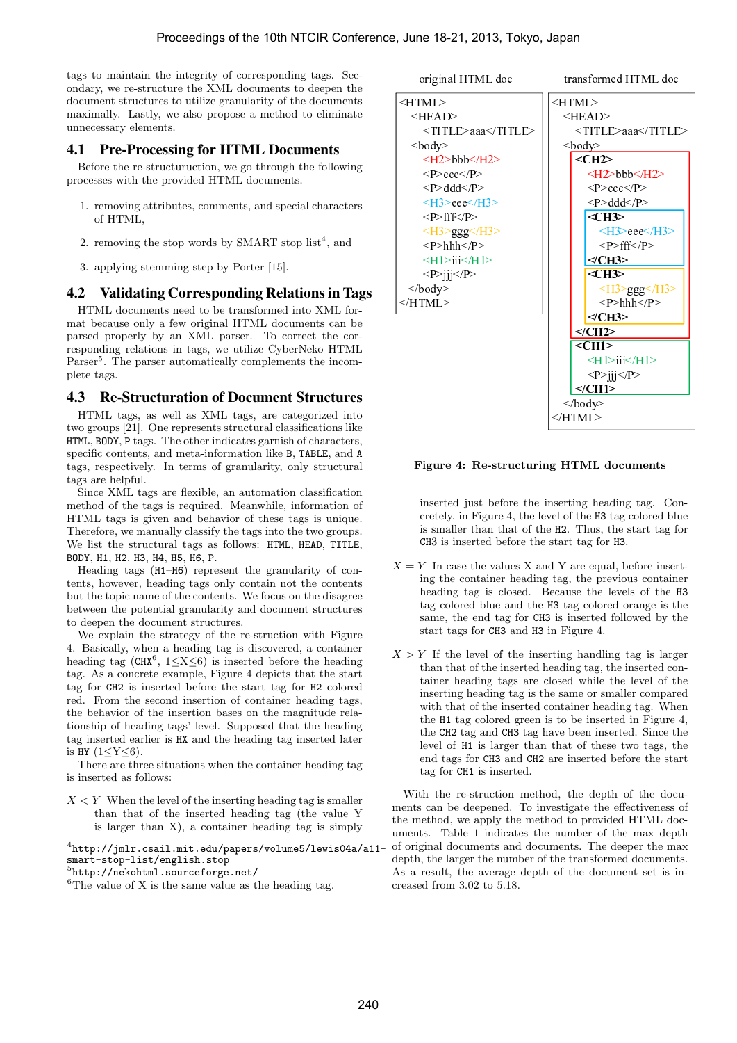tags to maintain the integrity of corresponding tags. Secondary, we re-structure the XML documents to deepen the document structures to utilize granularity of the documents maximally. Lastly, we also propose a method to eliminate unnecessary elements.

## 4.1 Pre-Processing for HTML Documents

Before the re-structurunction, we go through the following processes with the provided HTML documents.

1. removing attributes, comments, and special characters of HTML,
2. removing the stop words by SMART stop list[4], and
3. applying stemming step by Porter [15].

## 4.2 Validating Corresponding Relations in Tags

HTML documents need to be transformed into XML format because only a few original HTML documents can be parsed properly by an XML parser. To correct the corresponding relations in tags, we utilize CyberNeko HTML Parser[5]. The parser automatically complements the incomplete tags.

## 4.3 Re-Structuration of Document Structures

HTML tags, as well as XML tags, are categorized into two groups [21]. One represents structural classifications like `HTML`, `BODY`, `P` tags. The other indicates garnish of characters, specific contents, and meta-information like `B`, `TABLE`, and `A` tags, respectively. In terms of granularity, only structural tags are helpful.

Since XML tags are flexible, an automation classification method of the tags is required. Meanwhile, information of HTML tags is given and behavior of these tags is unique. Therefore, we manually classify the tags into the two groups. We list the structural tags as follows: `HTML`, `HEAD`, `TITLE`, `BODY`, `H1`, `H2`, `H3`, `H4`, `H5`, `H6`, `P`.

Heading tags (`H1`–`H6`) represent the granularity of contents, however, heading tags only contain not the contents but the topic name of the contents. We focus on the disagree between the potential granularity and document structures to deepen the document structures.

We explain the strategy of the re-struction with Figure 4. Basically, when a heading tag is discovered, a container heading tag (`CHX`[6], $1 \leq X \leq 6$) is inserted before the heading tag. As a concrete example, Figure 4 depicts that the start tag for `CH2` is inserted before the start tag for `H2` colored red. From the second insertion of container heading tags, the behavior of the insertion bases on the magnitude relationship of heading tags' level. Supposed that the heading tag inserted earlier is `HX` and the heading tag inserted later is `HY` ($1 \leq Y \leq 6$).

There are three situations when the container heading tag is inserted as follows:

$X < Y$ When the level of the inserting heading tag is smaller than that of the inserted heading tag (the value Y is larger than X), a container heading tag is simply inserted just before the inserting heading tag. Concretely, in Figure 4, the level of the `H3` tag colored blue is smaller than that of the `H2`. Thus, the start tag for `CH3` is inserted before the start tag for `H3`.

$X = Y$ In case the values X and Y are equal, before inserting the container heading tag, the previous container heading tag is closed. Because the levels of the `H3` tag colored blue and the `H3` tag colored orange is the same, the end tag for `CH3` is inserted followed by the start tags for `CH3` and `H3` in Figure 4.

$X > Y$ If the level of the inserting handling tag is larger than that of the inserted heading tag, the inserted container heading tags are closed while the level of the inserting heading tag is the same or smaller compared with that of the inserted container heading tag. When the `H1` tag colored green is to be inserted in Figure 4, the `CH2` tag and `CH3` tag have been inserted. Since the level of `H1` is larger than that of these two tags, the end tags for `CH3` and `CH2` are inserted before the start tag for `CH1` is inserted.

With the re-struction method, the depth of the documents can be deepened. To investigate the effectiveness of the method, we apply the method to provided HTML documents. Table 1 indicates the number of the max depth of original documents and documents. The deeper the max depth, the larger the number of the transformed documents. As a result, the average depth of the document set is increased from 3.02 to 5.18.

| original HTML doc | transformed HTML doc |
|---|---|
| `<HTML>` | `<HTML>` |
| `<HEAD>` | `<HEAD>` |
| `<TITLE>aaa</TITLE>` | `<TITLE>aaa</TITLE>` |
| `<body>` | `<body>` |
| `<H2>bbb</H2>` | `<CH2>` |
| `<P>ccc</P>` | `<H2>bbb</H2>` |
| `<P>ddd</P>` | `<P>ccc</P>` |
| `<H3>eee</H3>` | `<P>ddd</P>` |
| `<P>fff</P>` | `<CH3>` |
| `<H3>ggg</H3>` | `<H3>eee</H3>` |
| `<P>hhh</P>` | `<P>fff</P>` |
| `<H1>iii</H1>` | `</CH3>` |
| `<P>jjj</P>` | `<CH3>` |
| `</body>` | `<H3>ggg</H3>` |
| `</HTML>` | `<P>hhh</P>` |
| | `</CH3>` |
| | `</CH2>` |
| | `<CH1>` |
| | `<H1>iii</H1>` |
| | `<P>jjj</P>` |
| | `</CH1>` |
| | `</body>` |
| | `</HTML>` |

**Figure 4: Re-structuring HTML documents**

---

[4] http://jmlr.csail.mit.edu/papers/volume5/lewis04a/a11-smart-stop-list/english.stop

[5] http://nekohtml.sourceforge.net/

[6] The value of X is the same value as the heading tag.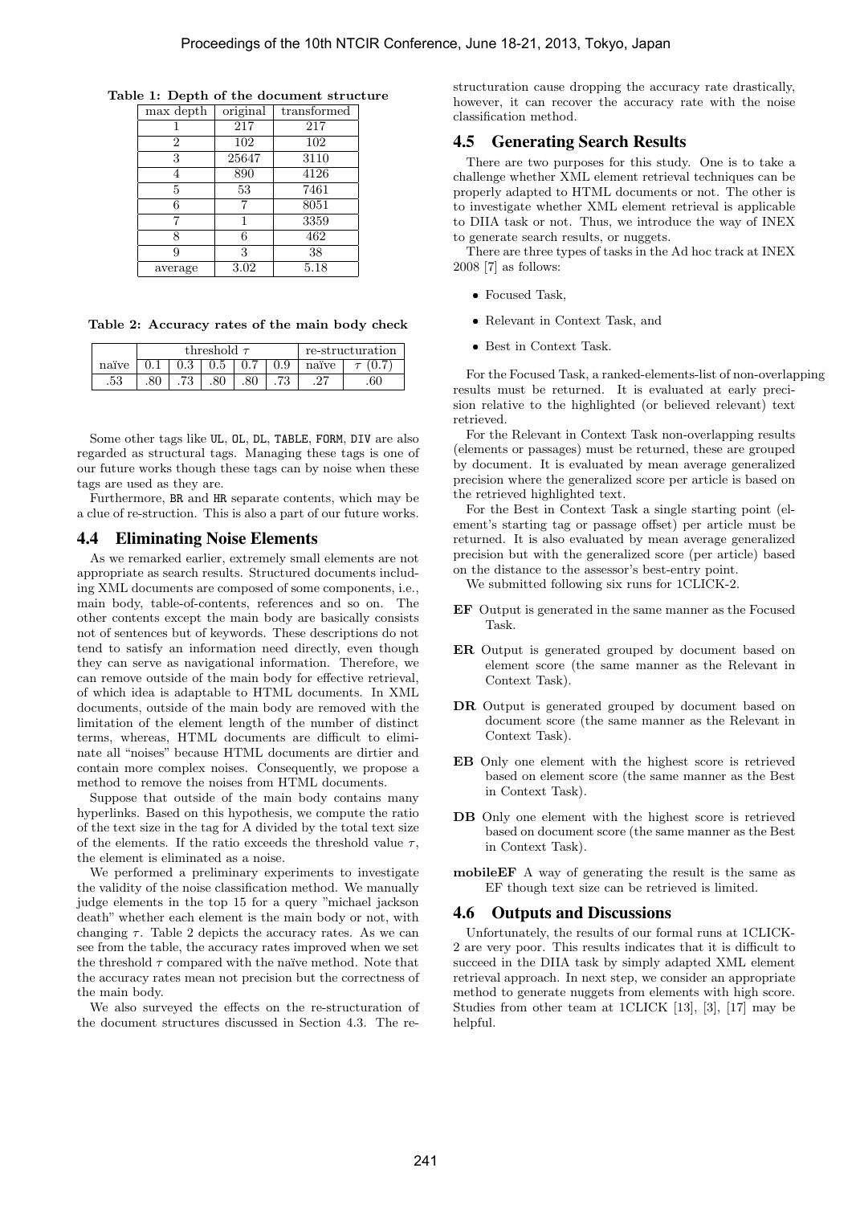**Table 1: Depth of the document structure**

| max depth | original | transformed |
|---|---|---|
| 1 | 217 | 217 |
| 2 | 102 | 102 |
| 3 | 25647 | 3110 |
| 4 | 890 | 4126 |
| 5 | 53 | 7461 |
| 6 | 7 | 8051 |
| 7 | 1 | 3359 |
| 8 | 6 | 462 |
| 9 | 3 | 38 |
| average | 3.02 | 5.18 |

**Table 2: Accuracy rates of the main body check**

| | threshold $\tau$ | | | | | re-structuration | |
|---|---|---|---|---|---|---|---|
| naïve | 0.1 | 0.3 | 0.5 | 0.7 | 0.9 | naïve | $\tau$ (0.7) |
| .53 | .80 | .73 | .80 | .80 | .73 | .27 | .60 |

Some other tags like UL, OL, DL, TABLE, FORM, DIV are also regarded as structural tags. Managing these tags is one of our future works though these tags can by noise when these tags are used as they are.

Furthermore, BR and HR separate contents, which may be a clue of re-struction. This is also a part of our future works.

## 4.4 Eliminating Noise Elements

As we remarked earlier, extremely small elements are not appropriate as search results. Structured documents including XML documents are composed of some components, i.e., main body, table-of-contents, references and so on. The other contents except the main body are basically consists not of sentences but of keywords. These descriptions do not tend to satisfy an information need directly, even though they can serve as navigational information. Therefore, we can remove outside of the main body for effective retrieval, of which idea is adaptable to HTML documents. In XML documents, outside of the main body are removed with the limitation of the element length of the number of distinct terms, whereas, HTML documents are difficult to eliminate all "noises" because HTML documents are dirtier and contain more complex noises. Consequently, we propose a method to remove the noises from HTML documents.

Suppose that outside of the main body contains many hyperlinks. Based on this hypothesis, we compute the ratio of the text size in the tag for A divided by the total text size of the elements. If the ratio exceeds the threshold value $\tau$, the element is eliminated as a noise.

We performed a preliminary experiments to investigate the validity of the noise classification method. We manually judge elements in the top 15 for a query "michael jackson death" whether each element is the main body or not, with changing $\tau$. Table 2 depicts the accuracy rates. As we can see from the table, the accuracy rates improved when we set the threshold $\tau$ compared with the naïve method. Note that the accuracy rates mean not precision but the correctness of the main body.

We also surveyed the effects on the re-structuration of the document structures discussed in Section 4.3. The re-structuration cause dropping the accuracy rate drastically, however, it can recover the accuracy rate with the noise classification method.

## 4.5 Generating Search Results

There are two purposes for this study. One is to take a challenge whether XML element retrieval techniques can be properly adapted to HTML documents or not. The other is to investigate whether XML element retrieval is applicable to DIIA task or not. Thus, we introduce the way of INEX to generate search results, or nuggets.

There are three types of tasks in the Ad hoc track at INEX 2008 [7] as follows:

- Focused Task,
- Relevant in Context Task, and
- Best in Context Task.

For the Focused Task, a ranked-elements-list of non-overlapping results must be returned. It is evaluated at early precision relative to the highlighted (or believed relevant) text retrieved.

For the Relevant in Context Task non-overlapping results (elements or passages) must be returned, these are grouped by document. It is evaluated by mean average generalized precision where the generalized score per article is based on the retrieved highlighted text.

For the Best in Context Task a single starting point (element's starting tag or passage offset) per article must be returned. It is also evaluated by mean average generalized precision but with the generalized score (per article) based on the distance to the assessor's best-entry point.

We submitted following six runs for 1CLICK-2.

**EF** Output is generated in the same manner as the Focused Task.

**ER** Output is generated grouped by document based on element score (the same manner as the Relevant in Context Task).

**DR** Output is generated grouped by document based on document score (the same manner as the Relevant in Context Task).

**EB** Only one element with the highest score is retrieved based on element score (the same manner as the Best in Context Task).

**DB** Only one element with the highest score is retrieved based on document score (the same manner as the Best in Context Task).

**mobileEF** A way of generating the result is the same as EF though text size can be retrieved is limited.

## 4.6 Outputs and Discussions

Unfortunately, the results of our formal runs at 1CLICK-2 are very poor. This results indicates that it is difficult to succeed in the DIIA task by simply adapted XML element retrieval approach. In next step, we consider an appropriate method to generate nuggets from elements with high score. Studies from other team at 1CLICK [13], [3], [17] may be helpful.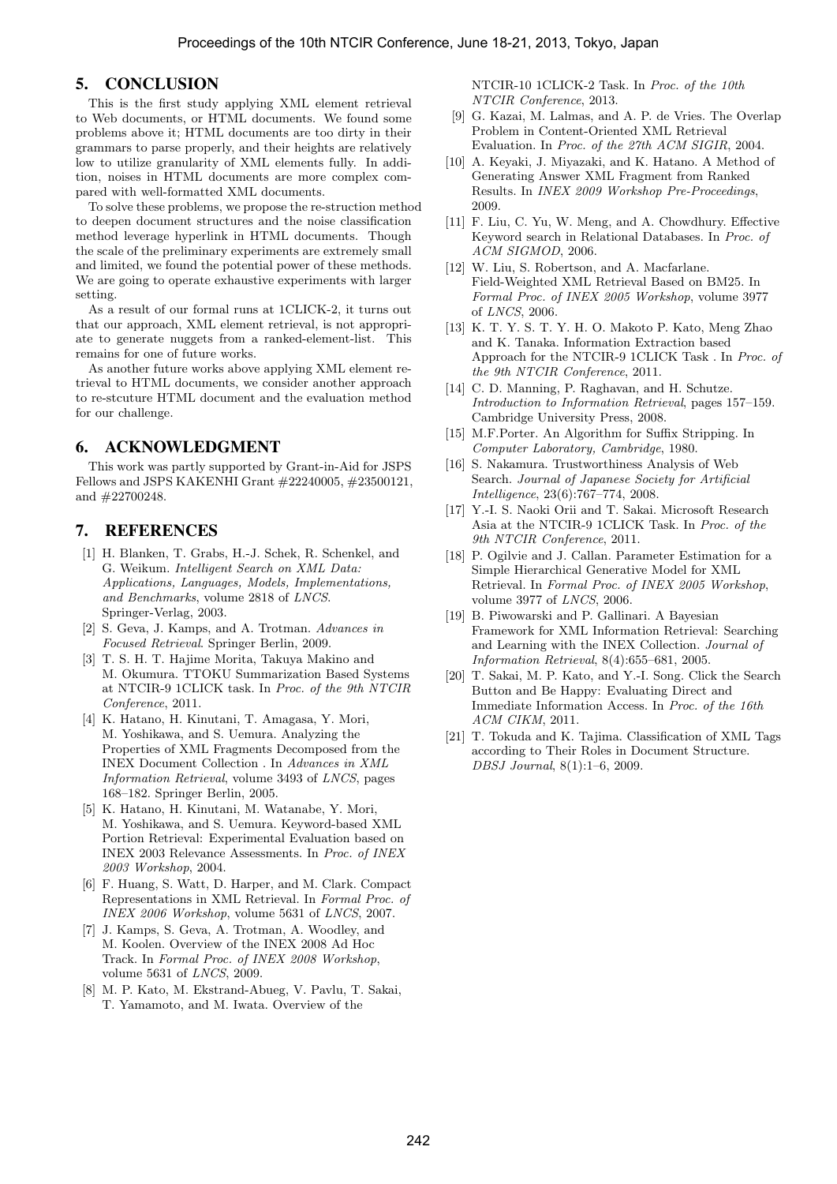## 5. CONCLUSION

This is the first study applying XML element retrieval to Web documents, or HTML documents. We found some problems above it; HTML documents are too dirty in their grammars to parse properly, and their heights are relatively low to utilize granularity of XML elements fully. In addition, noises in HTML documents are more complex compared with well-formatted XML documents.

To solve these problems, we propose the re-struction method to deepen document structures and the noise classification method leverage hyperlink in HTML documents. Though the scale of the preliminary experiments are extremely small and limited, we found the potential power of these methods. We are going to operate exhaustive experiments with larger setting.

As a result of our formal runs at 1CLICK-2, it turns out that our approach, XML element retrieval, is not appropriate to generate nuggets from a ranked-element-list. This remains for one of future works.

As another future works above applying XML element retrieval to HTML documents, we consider another approach to re-stcuture HTML document and the evaluation method for our challenge.

## 6. ACKNOWLEDGMENT

This work was partly supported by Grant-in-Aid for JSPS Fellows and JSPS KAKENHI Grant #22240005, #23500121, and #22700248.

## 7. REFERENCES

[1] H. Blanken, T. Grabs, H.-J. Schek, R. Schenkel, and G. Weikum. *Intelligent Search on XML Data: Applications, Languages, Models, Implementations, and Benchmarks*, volume 2818 of *LNCS*. Springer-Verlag, 2003.

[2] S. Geva, J. Kamps, and A. Trotman. *Advances in Focused Retrieval*. Springer Berlin, 2009.

[3] T. S. H. T. Hajime Morita, Takuya Makino and M. Okumura. TTOKU Summarization Based Systems at NTCIR-9 1CLICK task. In *Proc. of the 9th NTCIR Conference*, 2011.

[4] K. Hatano, H. Kinutani, T. Amagasa, Y. Mori, M. Yoshikawa, and S. Uemura. Analyzing the Properties of XML Fragments Decomposed from the INEX Document Collection . In *Advances in XML Information Retrieval*, volume 3493 of *LNCS*, pages 168–182. Springer Berlin, 2005.

[5] K. Hatano, H. Kinutani, M. Watanabe, Y. Mori, M. Yoshikawa, and S. Uemura. Keyword-based XML Portion Retrieval: Experimental Evaluation based on INEX 2003 Relevance Assessments. In *Proc. of INEX 2003 Workshop*, 2004.

[6] F. Huang, S. Watt, D. Harper, and M. Clark. Compact Representations in XML Retrieval. In *Formal Proc. of INEX 2006 Workshop*, volume 5631 of *LNCS*, 2007.

[7] J. Kamps, S. Geva, A. Trotman, A. Woodley, and M. Koolen. Overview of the INEX 2008 Ad Hoc Track. In *Formal Proc. of INEX 2008 Workshop*, volume 5631 of *LNCS*, 2009.

[8] M. P. Kato, M. Ekstrand-Abueg, V. Pavlu, T. Sakai, T. Yamamoto, and M. Iwata. Overview of the NTCIR-10 1CLICK-2 Task. In *Proc. of the 10th NTCIR Conference*, 2013.

[9] G. Kazai, M. Lalmas, and A. P. de Vries. The Overlap Problem in Content-Oriented XML Retrieval Evaluation. In *Proc. of the 27th ACM SIGIR*, 2004.

[10] A. Keyaki, J. Miyazaki, and K. Hatano. A Method of Generating Answer XML Fragment from Ranked Results. In *INEX 2009 Workshop Pre-Proceedings*, 2009.

[11] F. Liu, C. Yu, W. Meng, and A. Chowdhury. Effective Keyword search in Relational Databases. In *Proc. of ACM SIGMOD*, 2006.

[12] W. Liu, S. Robertson, and A. Macfarlane. Field-Weighted XML Retrieval Based on BM25. In *Formal Proc. of INEX 2005 Workshop*, volume 3977 of *LNCS*, 2006.

[13] K. T. Y. S. T. Y. H. O. Makoto P. Kato, Meng Zhao and K. Tanaka. Information Extraction based Approach for the NTCIR-9 1CLICK Task . In *Proc. of the 9th NTCIR Conference*, 2011.

[14] C. D. Manning, P. Raghavan, and H. Schutze. *Introduction to Information Retrieval*, pages 157–159. Cambridge University Press, 2008.

[15] M.F.Porter. An Algorithm for Suffix Stripping. In *Computer Laboratory, Cambridge*, 1980.

[16] S. Nakamura. Trustworthiness Analysis of Web Search. *Journal of Japanese Society for Artificial Intelligence*, 23(6):767–774, 2008.

[17] Y.-I. S. Naoki Orii and T. Sakai. Microsoft Research Asia at the NTCIR-9 1CLICK Task. In *Proc. of the 9th NTCIR Conference*, 2011.

[18] P. Ogilvie and J. Callan. Parameter Estimation for a Simple Hierarchical Generative Model for XML Retrieval. In *Formal Proc. of INEX 2005 Workshop*, volume 3977 of *LNCS*, 2006.

[19] B. Piwowarski and P. Gallinari. A Bayesian Framework for XML Information Retrieval: Searching and Learning with the INEX Collection. *Journal of Information Retrieval*, 8(4):655–681, 2005.

[20] T. Sakai, M. P. Kato, and Y.-I. Song. Click the Search Button and Be Happy: Evaluating Direct and Immediate Information Access. In *Proc. of the 16th ACM CIKM*, 2011.

[21] T. Tokuda and K. Tajima. Classification of XML Tags according to Their Roles in Document Structure. *DBSJ Journal*, 8(1):1–6, 2009.